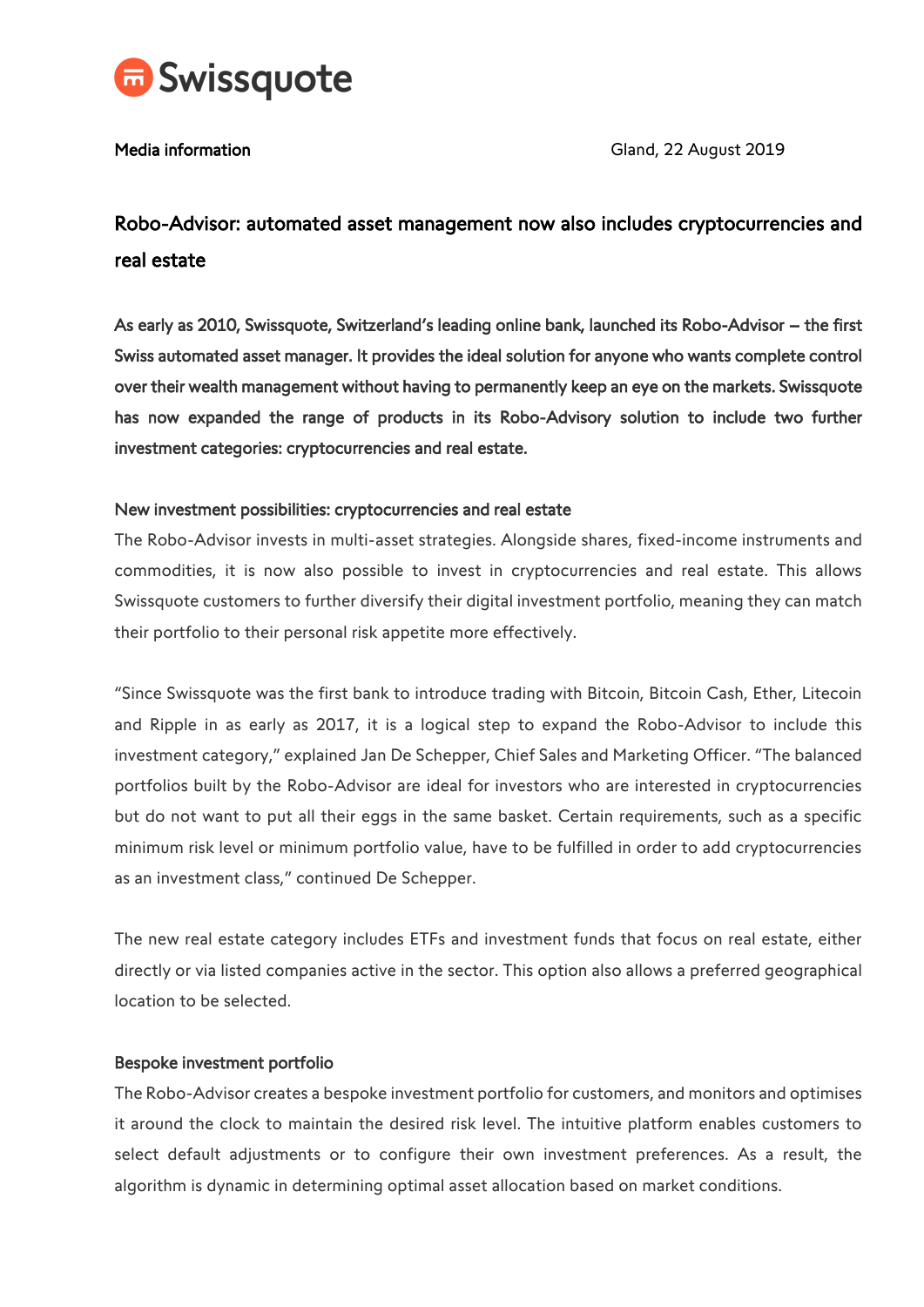Swissquote

Media information

Gland, 22 August 2019

# Robo-Advisor: automated asset management now also includes cryptocurrencies and real estate

**As early as 2010, Swissquote, Switzerland's leading online bank, launched its Robo-Advisor – the first Swiss automated asset manager. It provides the ideal solution for anyone who wants complete control over their wealth management without having to permanently keep an eye on the markets. Swissquote has now expanded the range of products in its Robo-Advisory solution to include two further investment categories: cryptocurrencies and real estate.**

## New investment possibilities: cryptocurrencies and real estate

The Robo-Advisor invests in multi-asset strategies. Alongside shares, fixed-income instruments and commodities, it is now also possible to invest in cryptocurrencies and real estate. This allows Swissquote customers to further diversify their digital investment portfolio, meaning they can match their portfolio to their personal risk appetite more effectively.

"Since Swissquote was the first bank to introduce trading with Bitcoin, Bitcoin Cash, Ether, Litecoin and Ripple in as early as 2017, it is a logical step to expand the Robo-Advisor to include this investment category," explained Jan De Schepper, Chief Sales and Marketing Officer. "The balanced portfolios built by the Robo-Advisor are ideal for investors who are interested in cryptocurrencies but do not want to put all their eggs in the same basket. Certain requirements, such as a specific minimum risk level or minimum portfolio value, have to be fulfilled in order to add cryptocurrencies as an investment class," continued De Schepper.

The new real estate category includes ETFs and investment funds that focus on real estate, either directly or via listed companies active in the sector. This option also allows a preferred geographical location to be selected.

## Bespoke investment portfolio

The Robo-Advisor creates a bespoke investment portfolio for customers, and monitors and optimises it around the clock to maintain the desired risk level. The intuitive platform enables customers to select default adjustments or to configure their own investment preferences. As a result, the algorithm is dynamic in determining optimal asset allocation based on market conditions.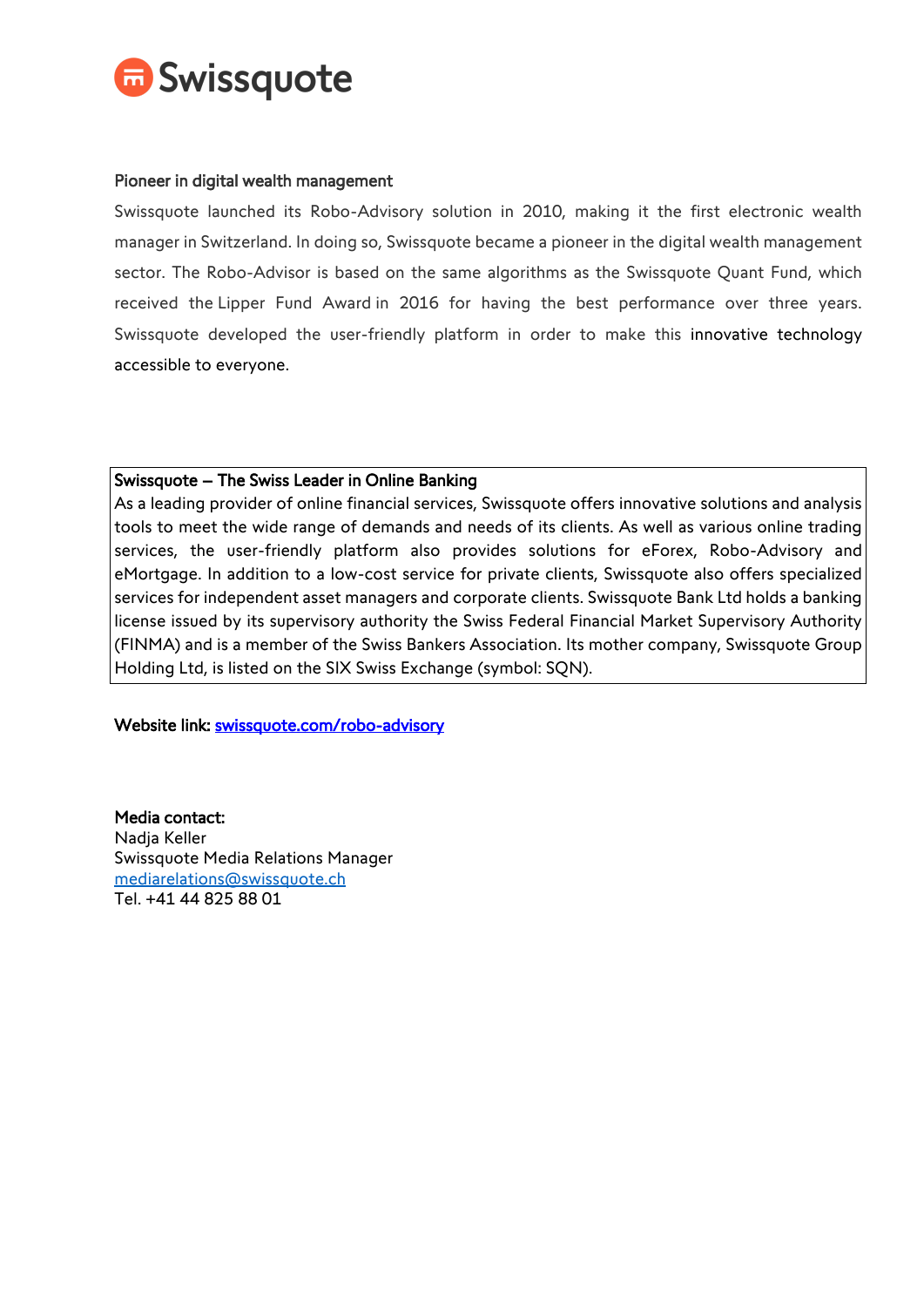**Pioneer in digital wealth management**

Swissquote launched its Robo-Advisory solution in 2010, making it the first electronic wealth manager in Switzerland. In doing so, Swissquote became a pioneer in the digital wealth management sector. The Robo-Advisor is based on the same algorithms as the Swissquote Quant Fund, which received the Lipper Fund Award in 2016 for having the best performance over three years. Swissquote developed the user-friendly platform in order to make this innovative technology accessible to everyone.

**Swissquote – The Swiss Leader in Online Banking**

As a leading provider of online financial services, Swissquote offers innovative solutions and analysis tools to meet the wide range of demands and needs of its clients. As well as various online trading services, the user-friendly platform also provides solutions for eForex, Robo-Advisory and eMortgage. In addition to a low-cost service for private clients, Swissquote also offers specialized services for independent asset managers and corporate clients. Swissquote Bank Ltd holds a banking license issued by its supervisory authority the Swiss Federal Financial Market Supervisory Authority (FINMA) and is a member of the Swiss Bankers Association. Its mother company, Swissquote Group Holding Ltd, is listed on the SIX Swiss Exchange (symbol: SQN).

**Website link:** swissquote.com/robo-advisory

**Media contact:**
Nadja Keller
Swissquote Media Relations Manager
mediarelations@swissquote.ch
Tel. +41 44 825 88 01